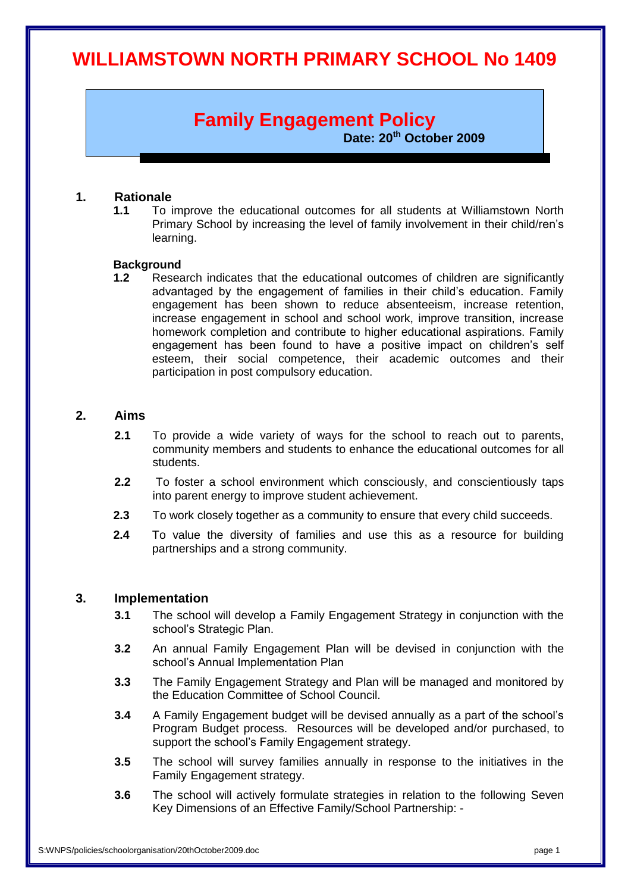# WILLIAMSTOWN NORTH PRIMARY SCHOOL No 1409

## Family Engagement Policy

**Date: 20th October 2009**

### 1. Rationale

**1.1** To improve the educational outcomes for all students at Williamstown North Primary School by increasing the level of family involvement in their child/ren's learning.

**Background**

**1.2** Research indicates that the educational outcomes of children are significantly advantaged by the engagement of families in their child's education. Family engagement has been shown to reduce absenteeism, increase retention, increase engagement in school and school work, improve transition, increase homework completion and contribute to higher educational aspirations. Family engagement has been found to have a positive impact on children's self esteem, their social competence, their academic outcomes and their participation in post compulsory education.

### 2. Aims

**2.1** To provide a wide variety of ways for the school to reach out to parents, community members and students to enhance the educational outcomes for all students.

**2.2** To foster a school environment which consciously, and conscientiously taps into parent energy to improve student achievement.

**2.3** To work closely together as a community to ensure that every child succeeds.

**2.4** To value the diversity of families and use this as a resource for building partnerships and a strong community.

### 3. Implementation

**3.1** The school will develop a Family Engagement Strategy in conjunction with the school's Strategic Plan.

**3.2** An annual Family Engagement Plan will be devised in conjunction with the school's Annual Implementation Plan

**3.3** The Family Engagement Strategy and Plan will be managed and monitored by the Education Committee of School Council.

**3.4** A Family Engagement budget will be devised annually as a part of the school's Program Budget process. Resources will be developed and/or purchased, to support the school's Family Engagement strategy.

**3.5** The school will survey families annually in response to the initiatives in the Family Engagement strategy.

**3.6** The school will actively formulate strategies in relation to the following Seven Key Dimensions of an Effective Family/School Partnership: -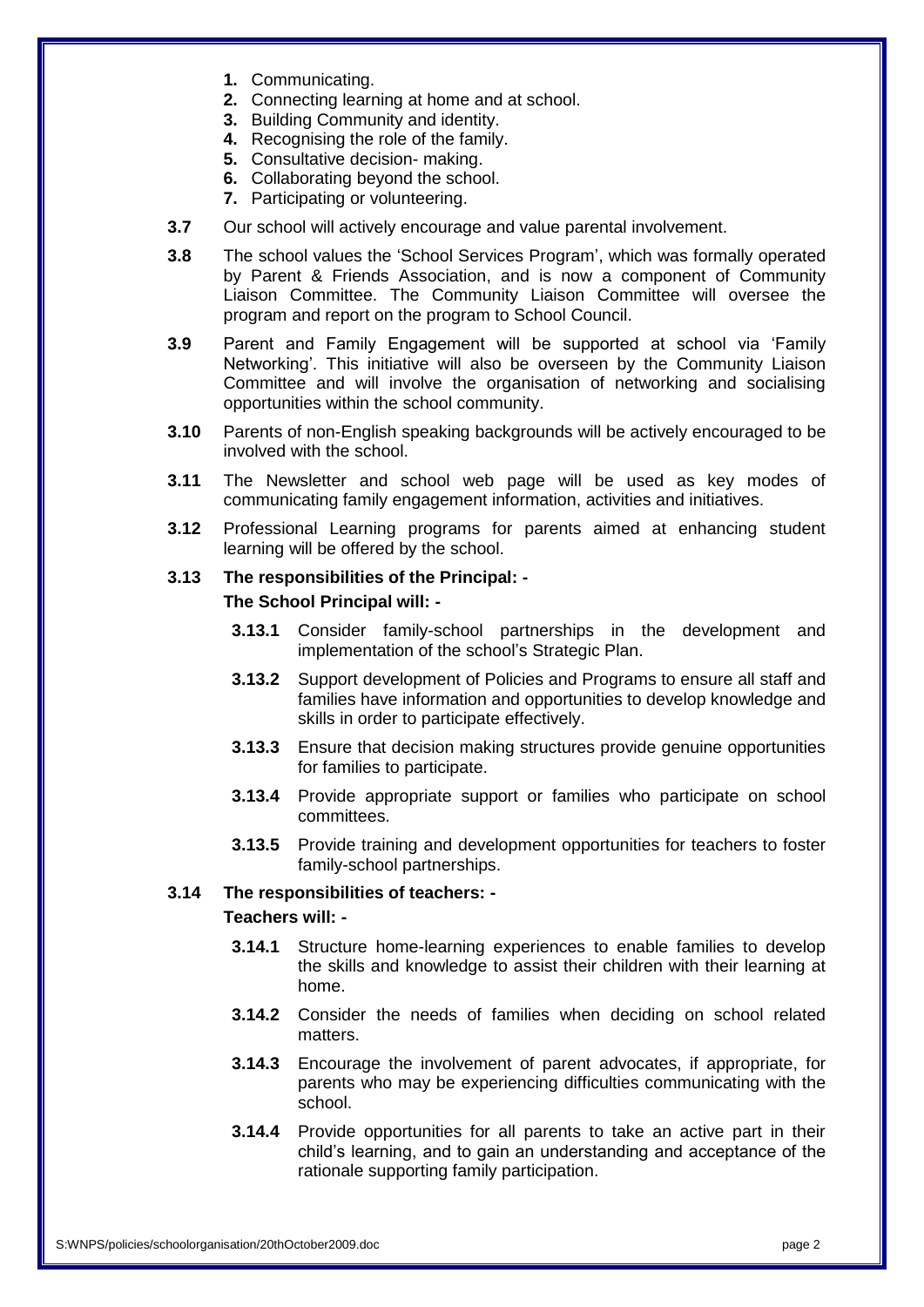1. Communicating.
2. Connecting learning at home and at school.
3. Building Community and identity.
4. Recognising the role of the family.
5. Consultative decision- making.
6. Collaborating beyond the school.
7. Participating or volunteering.

**3.7** Our school will actively encourage and value parental involvement.

**3.8** The school values the 'School Services Program', which was formally operated by Parent & Friends Association, and is now a component of Community Liaison Committee. The Community Liaison Committee will oversee the program and report on the program to School Council.

**3.9** Parent and Family Engagement will be supported at school via 'Family Networking'. This initiative will also be overseen by the Community Liaison Committee and will involve the organisation of networking and socialising opportunities within the school community.

**3.10** Parents of non-English speaking backgrounds will be actively encouraged to be involved with the school.

**3.11** The Newsletter and school web page will be used as key modes of communicating family engagement information, activities and initiatives.

**3.12** Professional Learning programs for parents aimed at enhancing student learning will be offered by the school.

**3.13 The responsibilities of the Principal: -**

**The School Principal will: -**

**3.13.1** Consider family-school partnerships in the development and implementation of the school's Strategic Plan.

**3.13.2** Support development of Policies and Programs to ensure all staff and families have information and opportunities to develop knowledge and skills in order to participate effectively.

**3.13.3** Ensure that decision making structures provide genuine opportunities for families to participate.

**3.13.4** Provide appropriate support or families who participate on school committees.

**3.13.5** Provide training and development opportunities for teachers to foster family-school partnerships.

**3.14 The responsibilities of teachers: -**

**Teachers will: -**

**3.14.1** Structure home-learning experiences to enable families to develop the skills and knowledge to assist their children with their learning at home.

**3.14.2** Consider the needs of families when deciding on school related matters.

**3.14.3** Encourage the involvement of parent advocates, if appropriate, for parents who may be experiencing difficulties communicating with the school.

**3.14.4** Provide opportunities for all parents to take an active part in their child's learning, and to gain an understanding and acceptance of the rationale supporting family participation.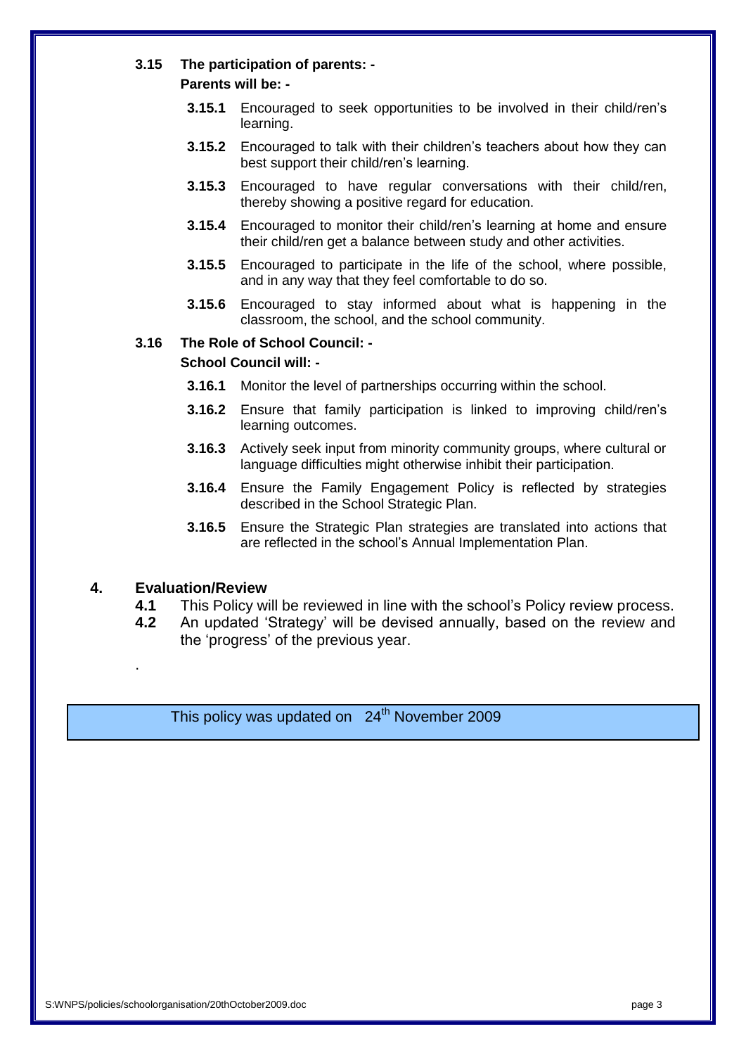**3.15 The participation of parents: -**

**Parents will be: -**

- **3.15.1** Encouraged to seek opportunities to be involved in their child/ren's learning.
- **3.15.2** Encouraged to talk with their children's teachers about how they can best support their child/ren's learning.
- **3.15.3** Encouraged to have regular conversations with their child/ren, thereby showing a positive regard for education.
- **3.15.4** Encouraged to monitor their child/ren's learning at home and ensure their child/ren get a balance between study and other activities.
- **3.15.5** Encouraged to participate in the life of the school, where possible, and in any way that they feel comfortable to do so.
- **3.15.6** Encouraged to stay informed about what is happening in the classroom, the school, and the school community.

**3.16 The Role of School Council: -**

**School Council will: -**

- **3.16.1** Monitor the level of partnerships occurring within the school.
- **3.16.2** Ensure that family participation is linked to improving child/ren's learning outcomes.
- **3.16.3** Actively seek input from minority community groups, where cultural or language difficulties might otherwise inhibit their participation.
- **3.16.4** Ensure the Family Engagement Policy is reflected by strategies described in the School Strategic Plan.
- **3.16.5** Ensure the Strategic Plan strategies are translated into actions that are reflected in the school's Annual Implementation Plan.

## 4. Evaluation/Review

- **4.1** This Policy will be reviewed in line with the school's Policy review process.
- **4.2** An updated 'Strategy' will be devised annually, based on the review and the 'progress' of the previous year.

.

This policy was updated on 24th November 2009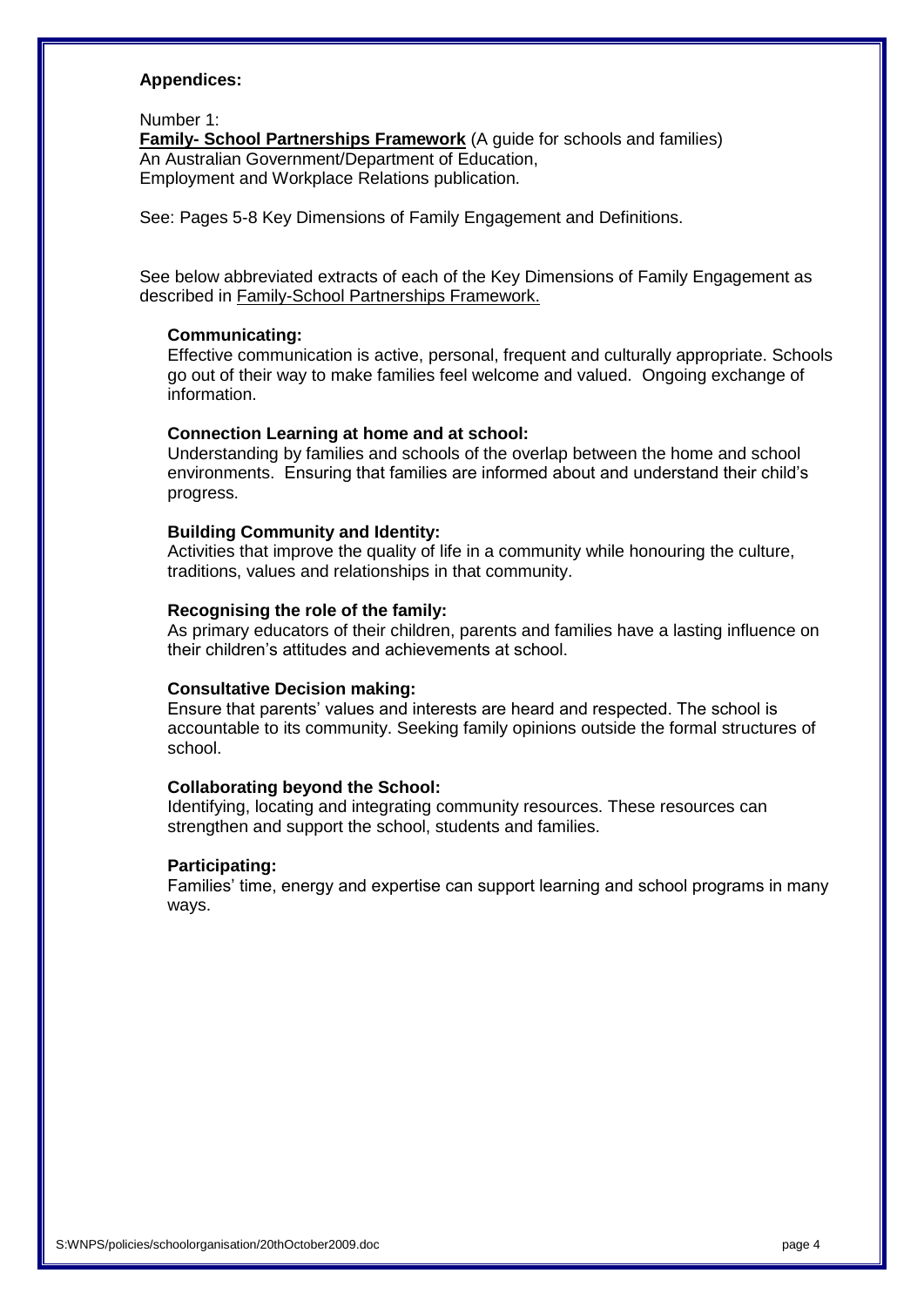**Appendices:**

Number 1:
**Family- School Partnerships Framework** (A guide for schools and families)
An Australian Government/Department of Education,
Employment and Workplace Relations publication.

See: Pages 5-8 Key Dimensions of Family Engagement and Definitions.

See below abbreviated extracts of each of the Key Dimensions of Family Engagement as described in Family-School Partnerships Framework.

**Communicating:**
Effective communication is active, personal, frequent and culturally appropriate. Schools go out of their way to make families feel welcome and valued. Ongoing exchange of information.

**Connection Learning at home and at school:**
Understanding by families and schools of the overlap between the home and school environments. Ensuring that families are informed about and understand their child's progress.

**Building Community and Identity:**
Activities that improve the quality of life in a community while honouring the culture, traditions, values and relationships in that community.

**Recognising the role of the family:**
As primary educators of their children, parents and families have a lasting influence on their children's attitudes and achievements at school.

**Consultative Decision making:**
Ensure that parents' values and interests are heard and respected. The school is accountable to its community. Seeking family opinions outside the formal structures of school.

**Collaborating beyond the School:**
Identifying, locating and integrating community resources. These resources can strengthen and support the school, students and families.

**Participating:**
Families' time, energy and expertise can support learning and school programs in many ways.